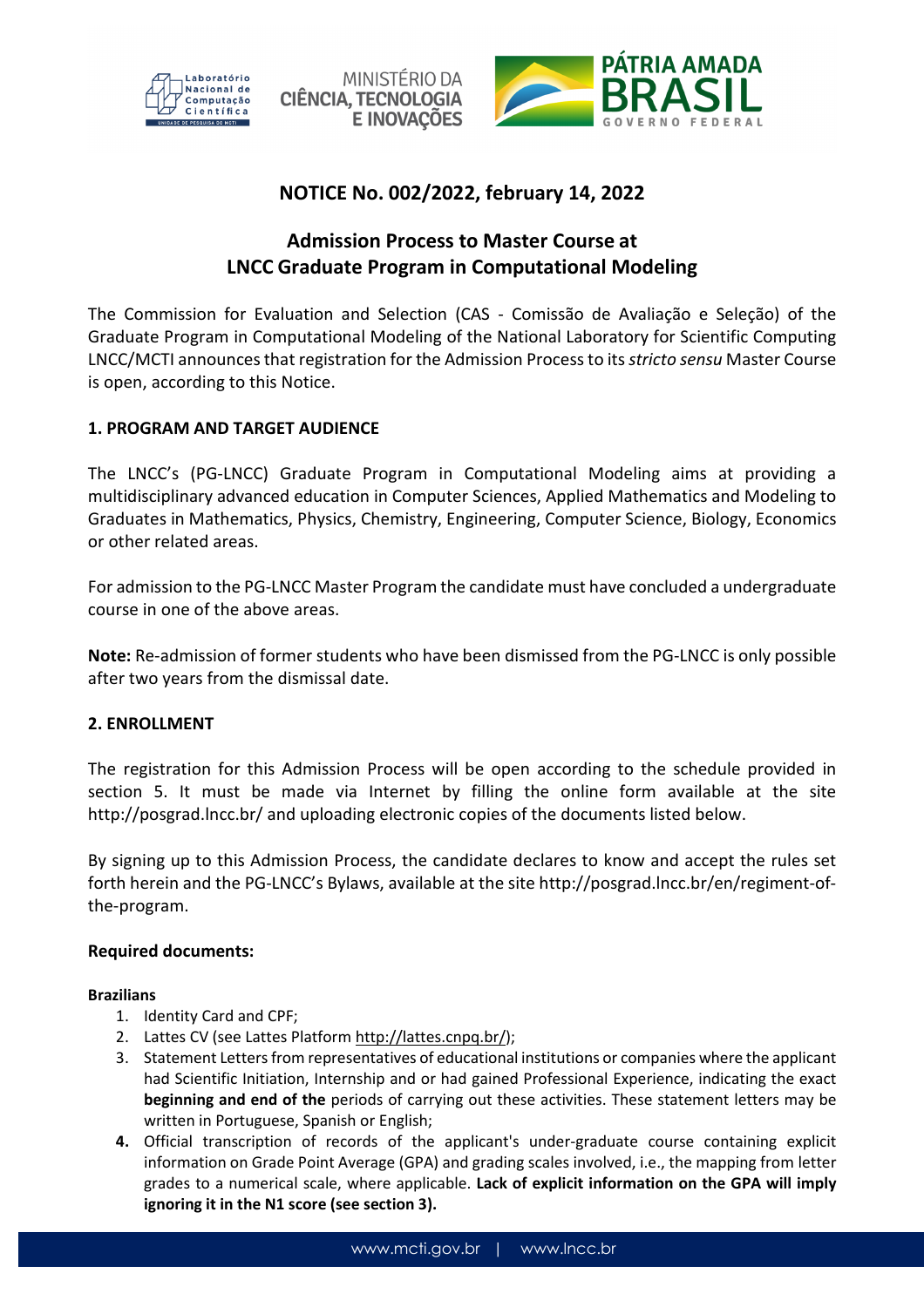# NOTICE No. 002/2022, february 14, 2022

## Admission Process to Master Course at LNCC Graduate Program in Computational Modeling

The Commission for Evaluation and Selection (CAS - Comissão de Avaliação e Seleção) of the Graduate Program in Computational Modeling of the National Laboratory for Scientific Computing LNCC/MCTI announces that registration for the Admission Process to its *stricto sensu* Master Course is open, according to this Notice.

### 1. PROGRAM AND TARGET AUDIENCE

The LNCC's (PG-LNCC) Graduate Program in Computational Modeling aims at providing a multidisciplinary advanced education in Computer Sciences, Applied Mathematics and Modeling to Graduates in Mathematics, Physics, Chemistry, Engineering, Computer Science, Biology, Economics or other related areas.

For admission to the PG-LNCC Master Program the candidate must have concluded a undergraduate course in one of the above areas.

**Note:** Re-admission of former students who have been dismissed from the PG-LNCC is only possible after two years from the dismissal date.

### 2. ENROLLMENT

The registration for this Admission Process will be open according to the schedule provided in section 5. It must be made via Internet by filling the online form available at the site http://posgrad.lncc.br/ and uploading electronic copies of the documents listed below.

By signing up to this Admission Process, the candidate declares to know and accept the rules set forth herein and the PG-LNCC's Bylaws, available at the site http://posgrad.lncc.br/en/regiment-of-the-program.

**Required documents:**

**Brazilians**

1. Identity Card and CPF;
2. Lattes CV (see Lattes Platform http://lattes.cnpq.br/);
3. Statement Letters from representatives of educational institutions or companies where the applicant had Scientific Initiation, Internship and or had gained Professional Experience, indicating the exact **beginning and end of the** periods of carrying out these activities. These statement letters may be written in Portuguese, Spanish or English;
4. Official transcription of records of the applicant's under-graduate course containing explicit information on Grade Point Average (GPA) and grading scales involved, i.e., the mapping from letter grades to a numerical scale, where applicable. **Lack of explicit information on the GPA will imply ignoring it in the N1 score (see section 3).**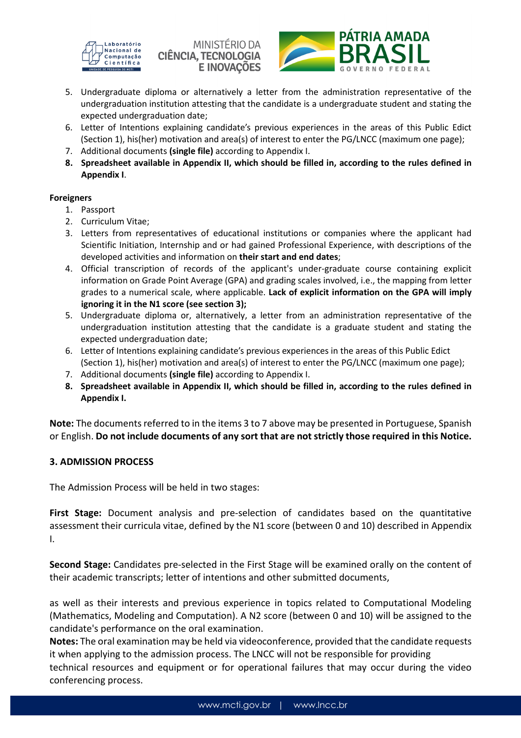5. Undergraduate diploma or alternatively a letter from the administration representative of the undergraduation institution attesting that the candidate is a undergraduate student and stating the expected undergraduation date;
6. Letter of Intentions explaining candidate's previous experiences in the areas of this Public Edict (Section 1), his(her) motivation and area(s) of interest to enter the PG/LNCC (maximum one page);
7. Additional documents **(single file)** according to Appendix I.
8. **Spreadsheet available in Appendix II, which should be filled in, according to the rules defined in Appendix I**.

**Foreigners**

1. Passport
2. Curriculum Vitae;
3. Letters from representatives of educational institutions or companies where the applicant had Scientific Initiation, Internship and or had gained Professional Experience, with descriptions of the developed activities and information on **their start and end dates**;
4. Official transcription of records of the applicant's under-graduate course containing explicit information on Grade Point Average (GPA) and grading scales involved, i.e., the mapping from letter grades to a numerical scale, where applicable. **Lack of explicit information on the GPA will imply ignoring it in the N1 score (see section 3);**
5. Undergraduate diploma or, alternatively, a letter from an administration representative of the undergraduation institution attesting that the candidate is a graduate student and stating the expected undergraduation date;
6. Letter of Intentions explaining candidate's previous experiences in the areas of this Public Edict (Section 1), his(her) motivation and area(s) of interest to enter the PG/LNCC (maximum one page);
7. Additional documents **(single file)** according to Appendix I.
8. **Spreadsheet available in Appendix II, which should be filled in, according to the rules defined in Appendix I.**

**Note:** The documents referred to in the items 3 to 7 above may be presented in Portuguese, Spanish or English. **Do not include documents of any sort that are not strictly those required in this Notice.**

## 3. ADMISSION PROCESS

The Admission Process will be held in two stages:

**First Stage:** Document analysis and pre-selection of candidates based on the quantitative assessment their curricula vitae, defined by the N1 score (between 0 and 10) described in Appendix I.

**Second Stage:** Candidates pre-selected in the First Stage will be examined orally on the content of their academic transcripts; letter of intentions and other submitted documents,

as well as their interests and previous experience in topics related to Computational Modeling (Mathematics, Modeling and Computation). A N2 score (between 0 and 10) will be assigned to the candidate's performance on the oral examination.

**Notes:** The oral examination may be held via videoconference, provided that the candidate requests it when applying to the admission process. The LNCC will not be responsible for providing technical resources and equipment or for operational failures that may occur during the video conferencing process.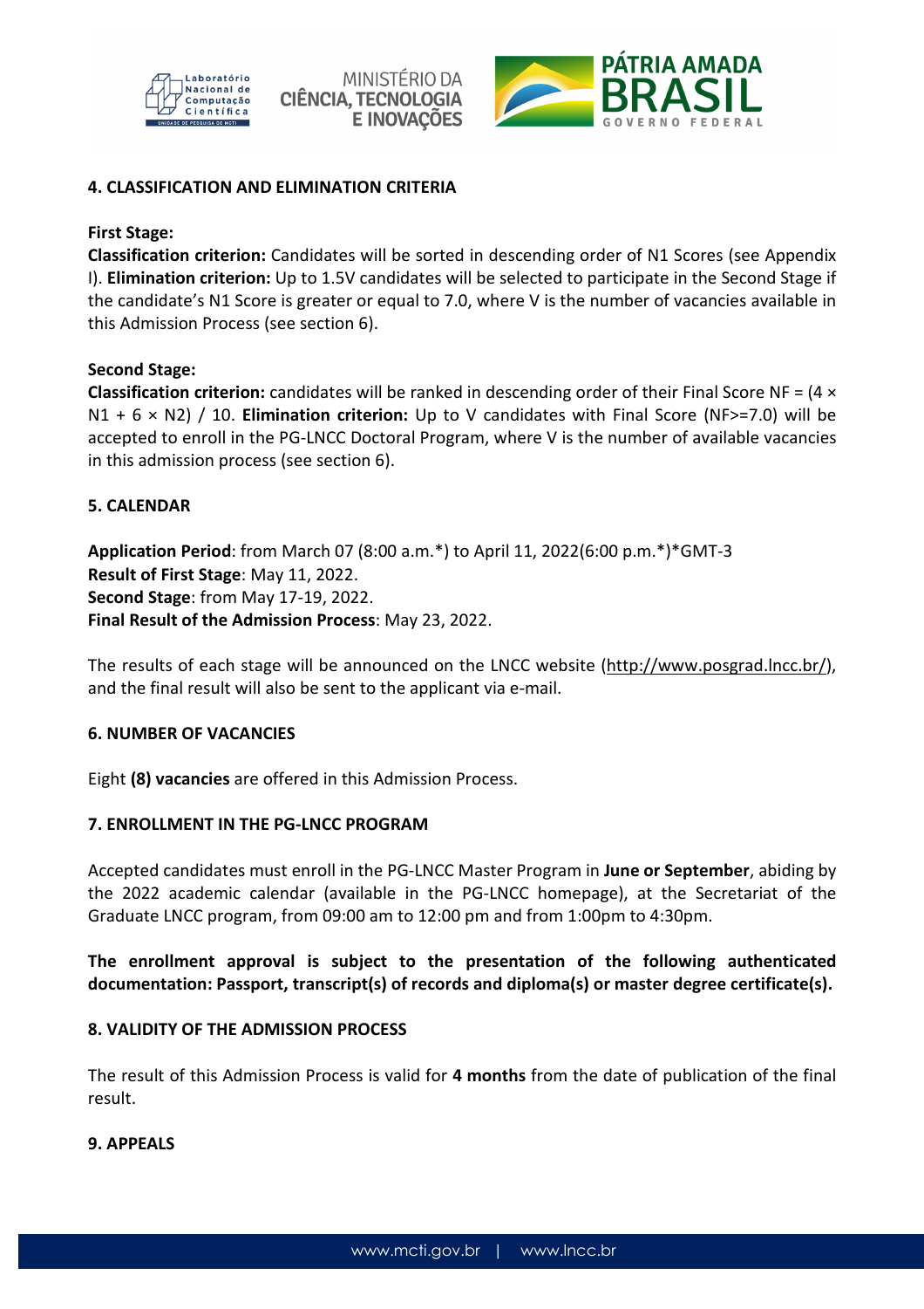## 4. CLASSIFICATION AND ELIMINATION CRITERIA

**First Stage:**
**Classification criterion:** Candidates will be sorted in descending order of N1 Scores (see Appendix I). **Elimination criterion:** Up to 1.5V candidates will be selected to participate in the Second Stage if the candidate's N1 Score is greater or equal to 7.0, where V is the number of vacancies available in this Admission Process (see section 6).

**Second Stage:**
**Classification criterion:** candidates will be ranked in descending order of their Final Score NF = $(4 \times N1 + 6 \times N2) / 10$. **Elimination criterion:** Up to V candidates with Final Score (NF>=7.0) will be accepted to enroll in the PG-LNCC Doctoral Program, where V is the number of available vacancies in this admission process (see section 6).

## 5. CALENDAR

**Application Period**: from March 07 (8:00 a.m.*) to April 11, 2022(6:00 p.m.*)*GMT-3
**Result of First Stage**: May 11, 2022.
**Second Stage**: from May 17-19, 2022.
**Final Result of the Admission Process**: May 23, 2022.

The results of each stage will be announced on the LNCC website (http://www.posgrad.lncc.br/), and the final result will also be sent to the applicant via e-mail.

## 6. NUMBER OF VACANCIES

Eight **(8) vacancies** are offered in this Admission Process.

## 7. ENROLLMENT IN THE PG-LNCC PROGRAM

Accepted candidates must enroll in the PG-LNCC Master Program in **June or September**, abiding by the 2022 academic calendar (available in the PG-LNCC homepage), at the Secretariat of the Graduate LNCC program, from 09:00 am to 12:00 pm and from 1:00pm to 4:30pm.

**The enrollment approval is subject to the presentation of the following authenticated documentation: Passport, transcript(s) of records and diploma(s) or master degree certificate(s).**

## 8. VALIDITY OF THE ADMISSION PROCESS

The result of this Admission Process is valid for **4 months** from the date of publication of the final result.

## 9. APPEALS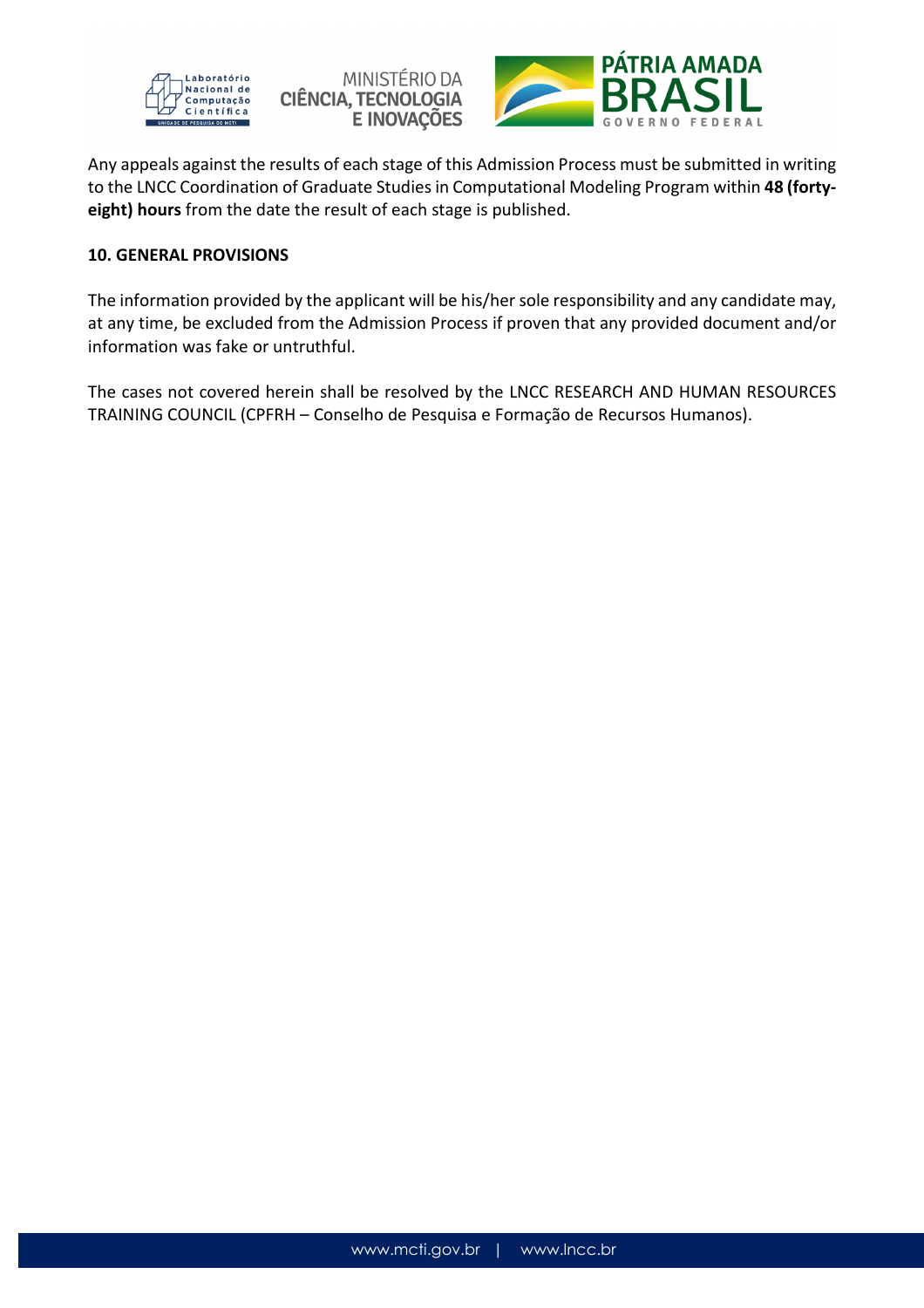Any appeals against the results of each stage of this Admission Process must be submitted in writing to the LNCC Coordination of Graduate Studies in Computational Modeling Program within **48 (forty-eight) hours** from the date the result of each stage is published.

## 10. GENERAL PROVISIONS

The information provided by the applicant will be his/her sole responsibility and any candidate may, at any time, be excluded from the Admission Process if proven that any provided document and/or information was fake or untruthful.

The cases not covered herein shall be resolved by the LNCC RESEARCH AND HUMAN RESOURCES TRAINING COUNCIL (CPFRH – Conselho de Pesquisa e Formação de Recursos Humanos).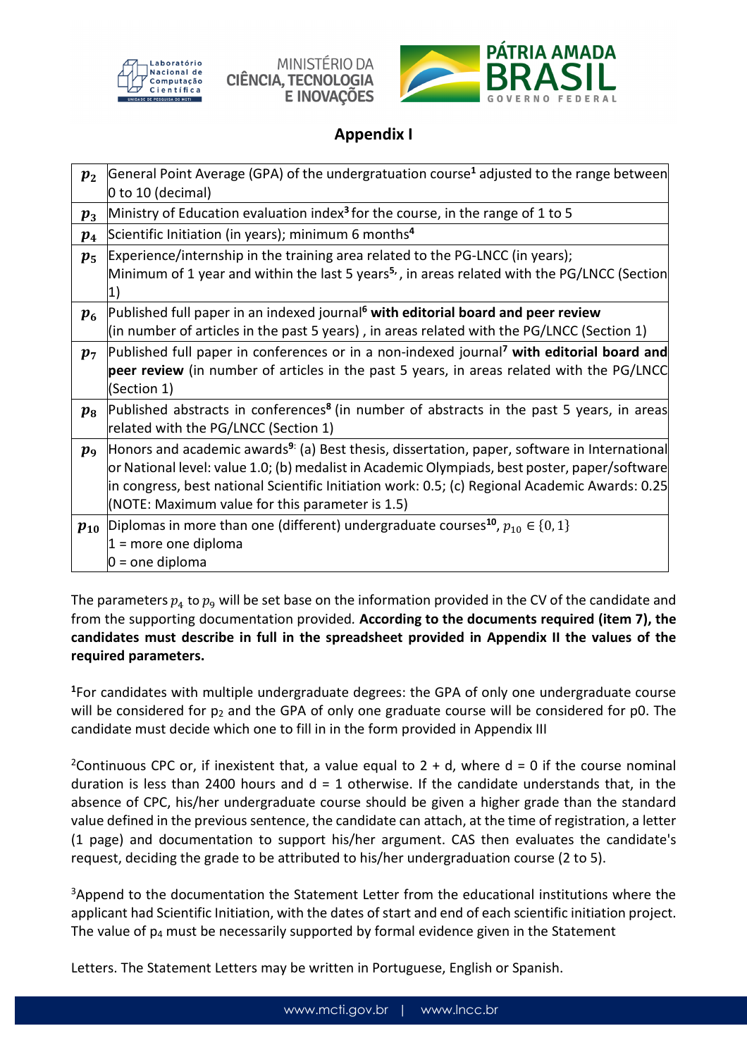# Appendix I

| | |
|---|---|
| $p_2$ | General Point Average (GPA) of the undergratuation course[1] adjusted to the range between 0 to 10 (decimal) |
| $p_3$ | Ministry of Education evaluation index[3] for the course, in the range of 1 to 5 |
| $p_4$ | Scientific Initiation (in years); minimum 6 months[4] |
| $p_5$ | Experience/internship in the training area related to the PG-LNCC (in years); Minimum of 1 year and within the last 5 years[5,], in areas related with the PG/LNCC (Section 1) |
| $p_6$ | Published full paper in an indexed journal[6] **with editorial board and peer review** (in number of articles in the past 5 years) , in areas related with the PG/LNCC (Section 1) |
| $p_7$ | Published full paper in conferences or in a non-indexed journal[7] **with editorial board and peer review** (in number of articles in the past 5 years, in areas related with the PG/LNCC (Section 1) |
| $p_8$ | Published abstracts in conferences[8] (in number of abstracts in the past 5 years, in areas related with the PG/LNCC (Section 1) |
| $p_9$ | Honors and academic awards[9:] (a) Best thesis, dissertation, paper, software in International or National level: value 1.0; (b) medalist in Academic Olympiads, best poster, paper/software in congress, best national Scientific Initiation work: 0.5; (c) Regional Academic Awards: 0.25 (NOTE: Maximum value for this parameter is 1.5) |
| $p_{10}$ | Diplomas in more than one (different) undergraduate courses[10], $p_{10} \in \{0, 1\}$ 1 = more one diploma 0 = one diploma |

The parameters $p_4$ to $p_9$ will be set base on the information provided in the CV of the candidate and from the supporting documentation provided. **According to the documents required (item 7), the candidates must describe in full in the spreadsheet provided in Appendix II the values of the required parameters.**

[1]For candidates with multiple undergraduate degrees: the GPA of only one undergraduate course will be considered for $p_2$ and the GPA of only one graduate course will be considered for p0. The candidate must decide which one to fill in in the form provided in Appendix III

[2]Continuous CPC or, if inexistent that, a value equal to 2 + d, where d = 0 if the course nominal duration is less than 2400 hours and d = 1 otherwise. If the candidate understands that, in the absence of CPC, his/her undergraduate course should be given a higher grade than the standard value defined in the previous sentence, the candidate can attach, at the time of registration, a letter (1 page) and documentation to support his/her argument. CAS then evaluates the candidate's request, deciding the grade to be attributed to his/her undergraduation course (2 to 5).

[3]Append to the documentation the Statement Letter from the educational institutions where the applicant had Scientific Initiation, with the dates of start and end of each scientific initiation project. The value of $p_4$ must be necessarily supported by formal evidence given in the Statement

Letters. The Statement Letters may be written in Portuguese, English or Spanish.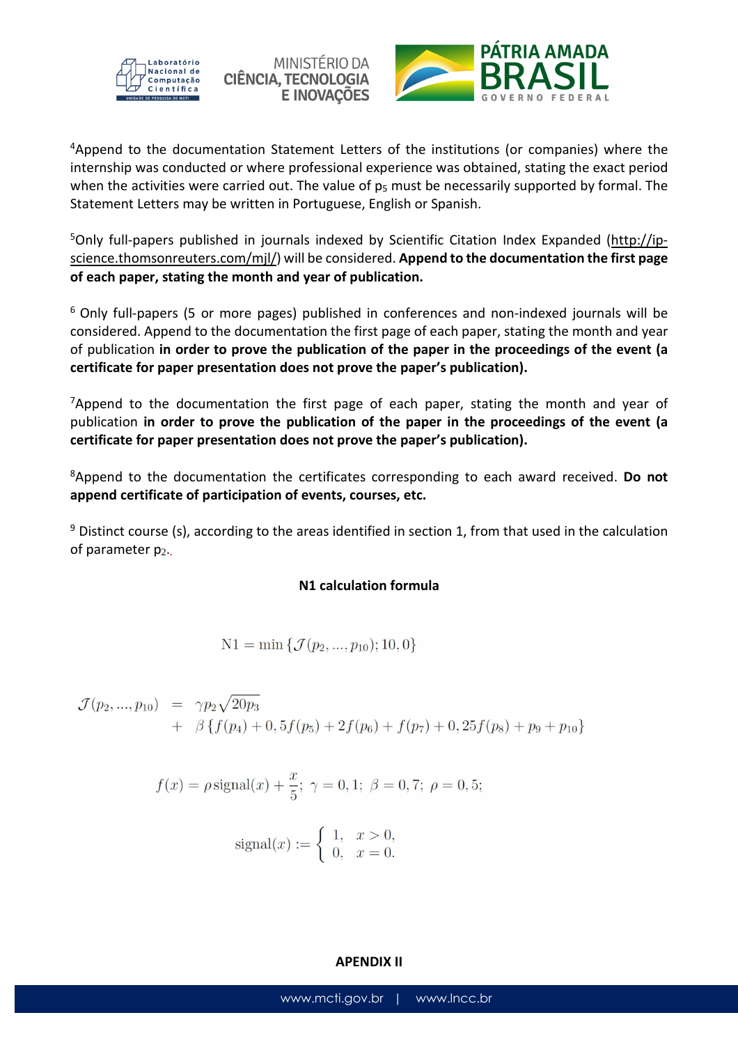[4]Append to the documentation Statement Letters of the institutions (or companies) where the internship was conducted or where professional experience was obtained, stating the exact period when the activities were carried out. The value of $p_5$ must be necessarily supported by formal. The Statement Letters may be written in Portuguese, English or Spanish.

[5]Only full-papers published in journals indexed by Scientific Citation Index Expanded (http://ip-science.thomsonreuters.com/mjl/) will be considered. **Append to the documentation the first page of each paper, stating the month and year of publication.**

[6] Only full-papers (5 or more pages) published in conferences and non-indexed journals will be considered. Append to the documentation the first page of each paper, stating the month and year of publication **in order to prove the publication of the paper in the proceedings of the event (a certificate for paper presentation does not prove the paper's publication).**

[7]Append to the documentation the first page of each paper, stating the month and year of publication **in order to prove the publication of the paper in the proceedings of the event (a certificate for paper presentation does not prove the paper's publication).**

[8]Append to the documentation the certificates corresponding to each award received. **Do not append certificate of participation of events, courses, etc.**

[9] Distinct course (s), according to the areas identified in section 1, from that used in the calculation of parameter $p_2$.

**N1 calculation formula**

$$\mathrm{N1} = \min\left\{\mathcal{J}(p_2, ..., p_{10}); 10, 0\right\}$$

$$\begin{aligned}\mathcal{J}(p_2, ..., p_{10}) &= \gamma p_2 \sqrt{20 p_3} \\ &+ \beta\left\{f(p_4) + 0,5 f(p_5) + 2 f(p_6) + f(p_7) + 0,25 f(p_8) + p_9 + p_{10}\right\}\end{aligned}$$

$$f(x) = \rho\,\mathrm{signal}(x) + \frac{x}{5};\ \gamma = 0,1;\ \beta = 0,7;\ \rho = 0,5;$$

$$\mathrm{signal}(x) := \begin{cases} 1, & x > 0, \\ 0, & x = 0. \end{cases}$$

**APENDIX II**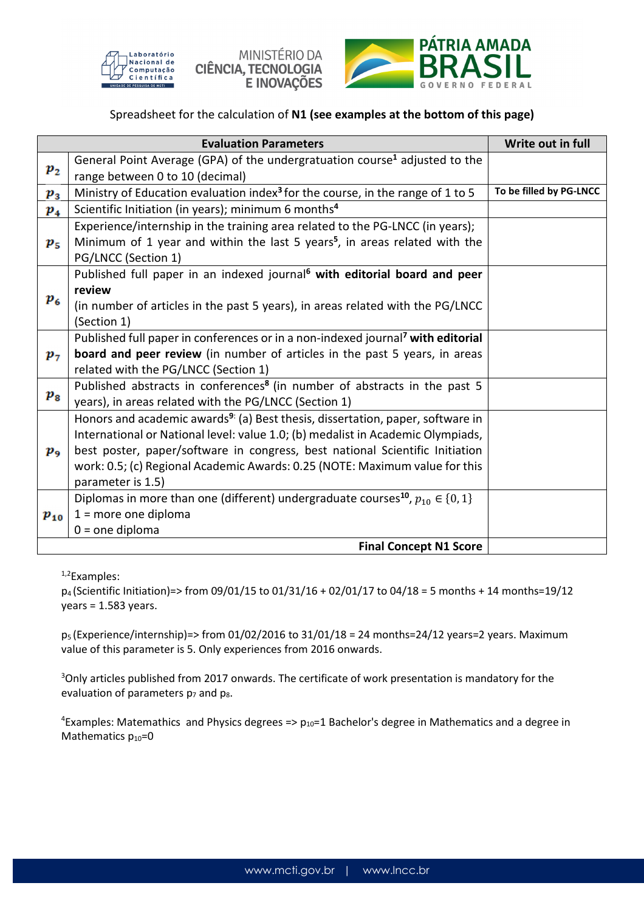Spreadsheet for the calculation of **N1 (see examples at the bottom of this page)**

| | **Evaluation Parameters** | **Write out in full** |
|---|---|---|
| $p_2$ | General Point Average (GPA) of the undergratuation course[1] adjusted to the range between 0 to 10 (decimal) | |
| $p_3$ | Ministry of Education evaluation index[3] for the course, in the range of 1 to 5 | **To be filled by PG-LNCC** |
| $p_4$ | Scientific Initiation (in years); minimum 6 months[4] | |
| $p_5$ | Experience/internship in the training area related to the PG-LNCC (in years); Minimum of 1 year and within the last 5 years[5], in areas related with the PG/LNCC (Section 1) | |
| $p_6$ | Published full paper in an indexed journal[6] **with editorial board and peer review** (in number of articles in the past 5 years), in areas related with the PG/LNCC (Section 1) | |
| $p_7$ | Published full paper in conferences or in a non-indexed journal[7] **with editorial board and peer review** (in number of articles in the past 5 years, in areas related with the PG/LNCC (Section 1) | |
| $p_8$ | Published abstracts in conferences[8] (in number of abstracts in the past 5 years), in areas related with the PG/LNCC (Section 1) | |
| $p_9$ | Honors and academic awards[9]: (a) Best thesis, dissertation, paper, software in International or National level: value 1.0; (b) medalist in Academic Olympiads, best poster, paper/software in congress, best national Scientific Initiation work: 0.5; (c) Regional Academic Awards: 0.25 (NOTE: Maximum value for this parameter is 1.5) | |
| $p_{10}$ | Diplomas in more than one (different) undergraduate courses[10], $p_{10} \in \{0, 1\}$<br>1 = more one diploma<br>0 = one diploma | |
| | **Final Concept N1 Score** | |

[1,2]Examples:
$p_4$ (Scientific Initiation)=> from 09/01/15 to 01/31/16 + 02/01/17 to 04/18 = 5 months + 14 months=19/12 years = 1.583 years.

$p_5$ (Experience/internship)=> from 01/02/2016 to 31/01/18 = 24 months=24/12 years=2 years. Maximum value of this parameter is 5. Only experiences from 2016 onwards.

[3]Only articles published from 2017 onwards. The certificate of work presentation is mandatory for the evaluation of parameters $p_7$ and $p_8$.

[4]Examples: Matemathics and Physics degrees => $p_{10}$=1 Bachelor's degree in Mathematics and a degree in Mathematics $p_{10}$=0